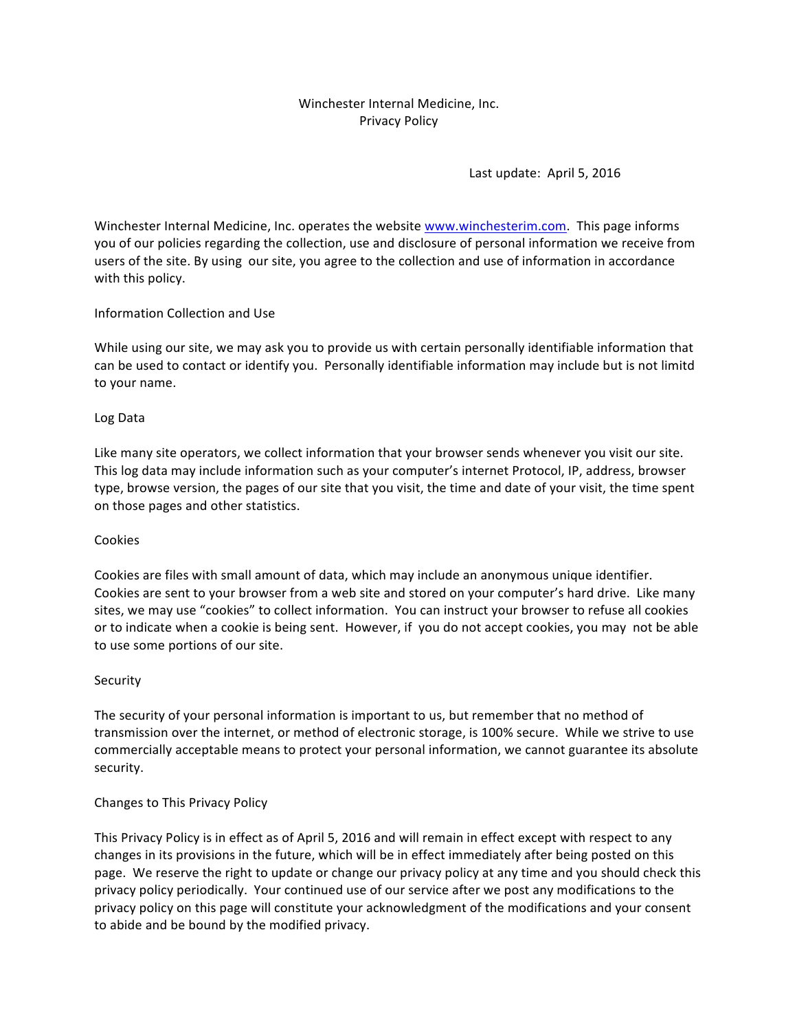# Winchester Internal Medicine, Inc.
# Privacy Policy

Last update: April 5, 2016

Winchester Internal Medicine, Inc. operates the website [www.winchesterim.com](http://www.winchesterim.com). This page informs you of our policies regarding the collection, use and disclosure of personal information we receive from users of the site. By using our site, you agree to the collection and use of information in accordance with this policy.

## Information Collection and Use

While using our site, we may ask you to provide us with certain personally identifiable information that can be used to contact or identify you. Personally identifiable information may include but is not limitd to your name.

## Log Data

Like many site operators, we collect information that your browser sends whenever you visit our site. This log data may include information such as your computer's internet Protocol, IP, address, browser type, browse version, the pages of our site that you visit, the time and date of your visit, the time spent on those pages and other statistics.

## Cookies

Cookies are files with small amount of data, which may include an anonymous unique identifier. Cookies are sent to your browser from a web site and stored on your computer's hard drive. Like many sites, we may use "cookies" to collect information. You can instruct your browser to refuse all cookies or to indicate when a cookie is being sent. However, if you do not accept cookies, you may not be able to use some portions of our site.

## Security

The security of your personal information is important to us, but remember that no method of transmission over the internet, or method of electronic storage, is 100% secure. While we strive to use commercially acceptable means to protect your personal information, we cannot guarantee its absolute security.

## Changes to This Privacy Policy

This Privacy Policy is in effect as of April 5, 2016 and will remain in effect except with respect to any changes in its provisions in the future, which will be in effect immediately after being posted on this page. We reserve the right to update or change our privacy policy at any time and you should check this privacy policy periodically. Your continued use of our service after we post any modifications to the privacy policy on this page will constitute your acknowledgment of the modifications and your consent to abide and be bound by the modified privacy.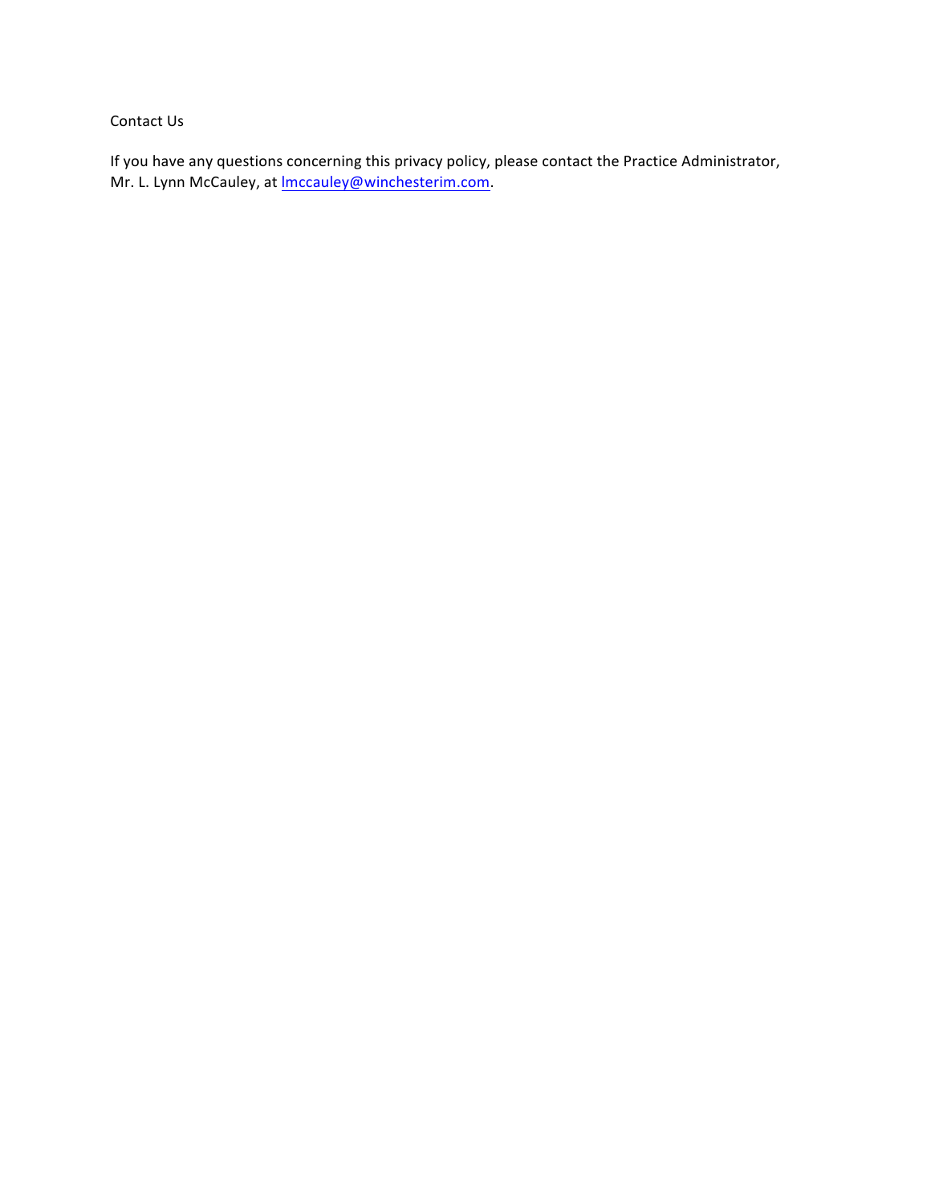## Contact Us

If you have any questions concerning this privacy policy, please contact the Practice Administrator, Mr. L. Lynn McCauley, at [lmccauley@winchesterim.com](mailto:lmccauley@winchesterim.com).